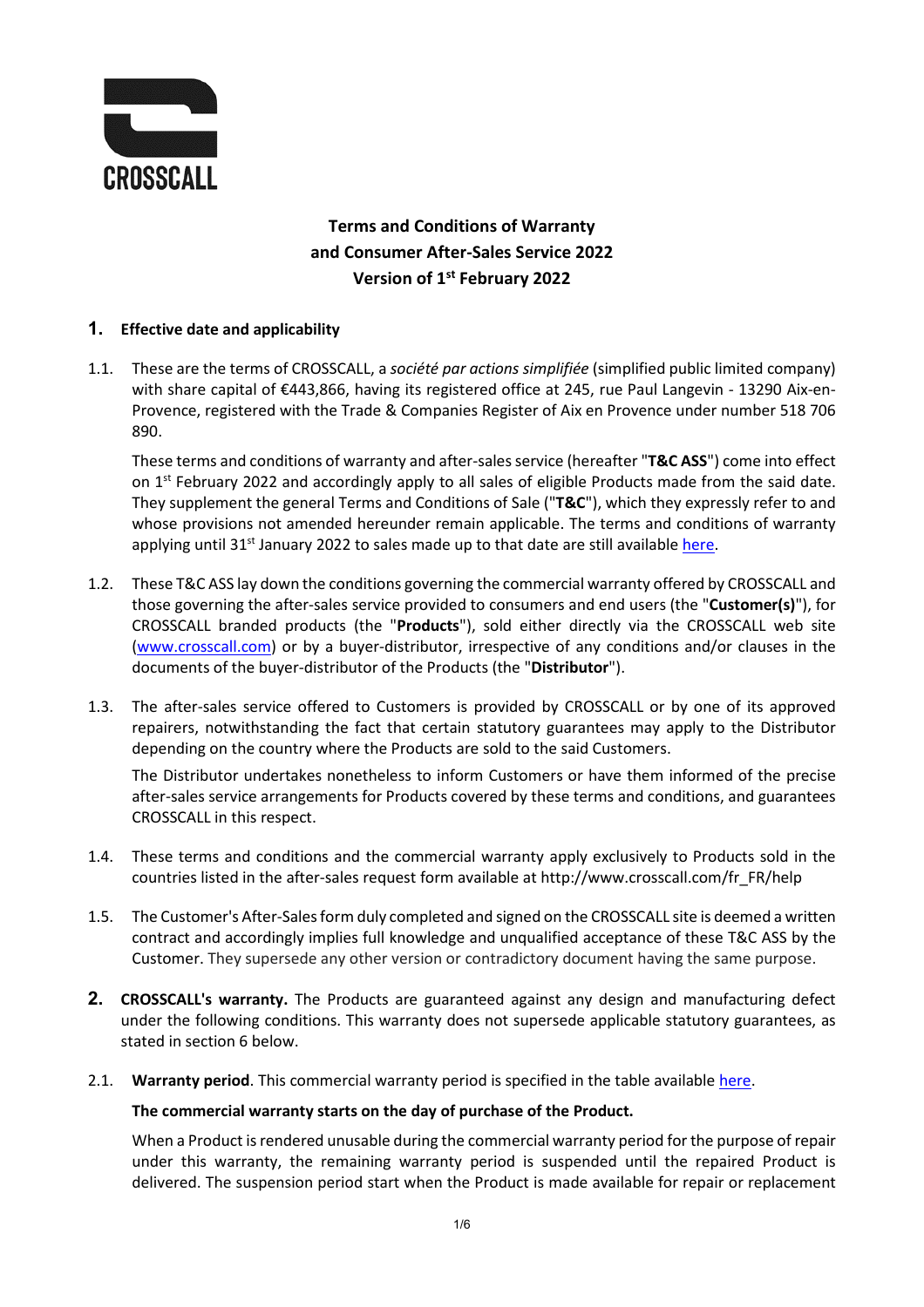CROSSCALL

# Terms and Conditions of Warranty and Consumer After-Sales Service 2022 Version of 1st February 2022

## 1. Effective date and applicability

1.1. These are the terms of CROSSCALL, a *société par actions simplifiée* (simplified public limited company) with share capital of €443,866, having its registered office at 245, rue Paul Langevin - 13290 Aix-en-Provence, registered with the Trade & Companies Register of Aix en Provence under number 518 706 890.

These terms and conditions of warranty and after-sales service (hereafter "**T&C ASS**") come into effect on 1st February 2022 and accordingly apply to all sales of eligible Products made from the said date. They supplement the general Terms and Conditions of Sale ("**T&C**"), which they expressly refer to and whose provisions not amended hereunder remain applicable. The terms and conditions of warranty applying until 31st January 2022 to sales made up to that date are still available here.

1.2. These T&C ASS lay down the conditions governing the commercial warranty offered by CROSSCALL and those governing the after-sales service provided to consumers and end users (the "**Customer(s)**"), for CROSSCALL branded products (the "**Products**"), sold either directly via the CROSSCALL web site (www.crosscall.com) or by a buyer-distributor, irrespective of any conditions and/or clauses in the documents of the buyer-distributor of the Products (the "**Distributor**").

1.3. The after-sales service offered to Customers is provided by CROSSCALL or by one of its approved repairers, notwithstanding the fact that certain statutory guarantees may apply to the Distributor depending on the country where the Products are sold to the said Customers.

The Distributor undertakes nonetheless to inform Customers or have them informed of the precise after-sales service arrangements for Products covered by these terms and conditions, and guarantees CROSSCALL in this respect.

1.4. These terms and conditions and the commercial warranty apply exclusively to Products sold in the countries listed in the after-sales request form available at http://www.crosscall.com/fr_FR/help

1.5. The Customer's After-Sales form duly completed and signed on the CROSSCALL site is deemed a written contract and accordingly implies full knowledge and unqualified acceptance of these T&C ASS by the Customer. They supersede any other version or contradictory document having the same purpose.

## 2. CROSSCALL's warranty.

The Products are guaranteed against any design and manufacturing defect under the following conditions. This warranty does not supersede applicable statutory guarantees, as stated in section 6 below.

2.1. **Warranty period**. This commercial warranty period is specified in the table available here.

**The commercial warranty starts on the day of purchase of the Product.**

When a Product is rendered unusable during the commercial warranty period for the purpose of repair under this warranty, the remaining warranty period is suspended until the repaired Product is delivered. The suspension period start when the Product is made available for repair or replacement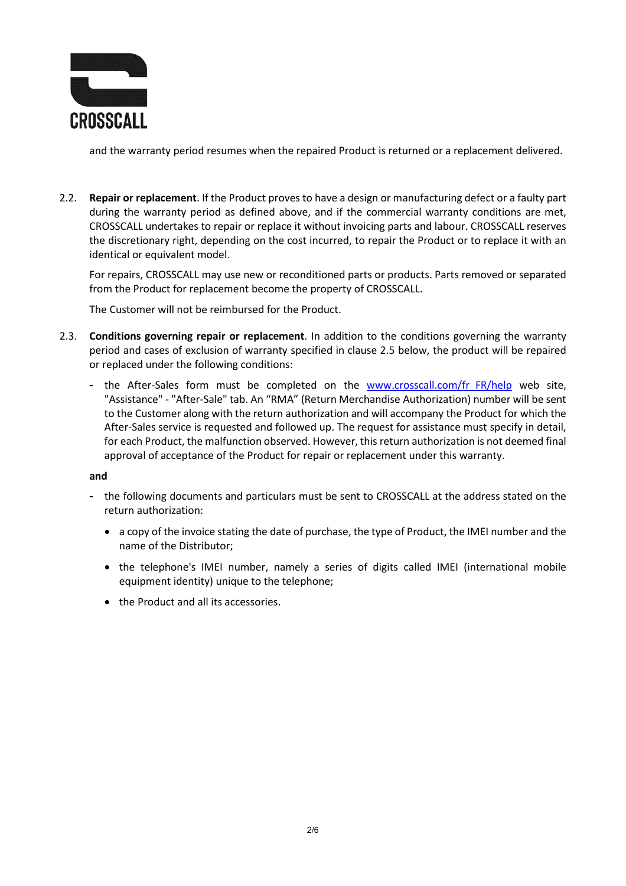and the warranty period resumes when the repaired Product is returned or a replacement delivered.

2.2. **Repair or replacement**. If the Product proves to have a design or manufacturing defect or a faulty part during the warranty period as defined above, and if the commercial warranty conditions are met, CROSSCALL undertakes to repair or replace it without invoicing parts and labour. CROSSCALL reserves the discretionary right, depending on the cost incurred, to repair the Product or to replace it with an identical or equivalent model.

For repairs, CROSSCALL may use new or reconditioned parts or products. Parts removed or separated from the Product for replacement become the property of CROSSCALL.

The Customer will not be reimbursed for the Product.

2.3. **Conditions governing repair or replacement**. In addition to the conditions governing the warranty period and cases of exclusion of warranty specified in clause 2.5 below, the product will be repaired or replaced under the following conditions:

- the After-Sales form must be completed on the [www.crosscall.com/fr_FR/help](www.crosscall.com/fr_FR/help) web site, "Assistance" - "After-Sale" tab. An "RMA" (Return Merchandise Authorization) number will be sent to the Customer along with the return authorization and will accompany the Product for which the After-Sales service is requested and followed up. The request for assistance must specify in detail, for each Product, the malfunction observed. However, this return authorization is not deemed final approval of acceptance of the Product for repair or replacement under this warranty.

**and**

- the following documents and particulars must be sent to CROSSCALL at the address stated on the return authorization:
  - a copy of the invoice stating the date of purchase, the type of Product, the IMEI number and the name of the Distributor;
  - the telephone's IMEI number, namely a series of digits called IMEI (international mobile equipment identity) unique to the telephone;
  - the Product and all its accessories.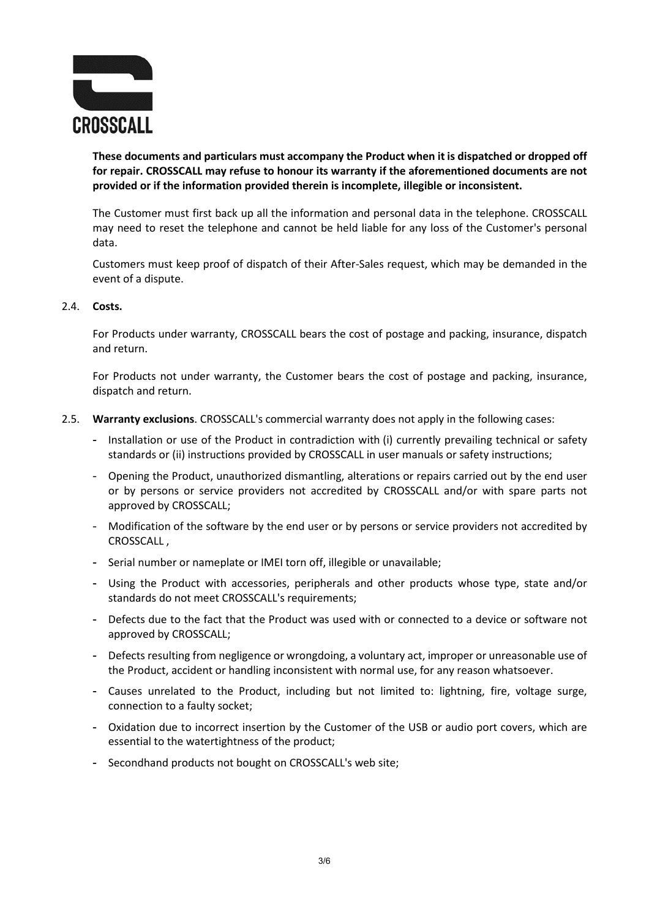**These documents and particulars must accompany the Product when it is dispatched or dropped off for repair. CROSSCALL may refuse to honour its warranty if the aforementioned documents are not provided or if the information provided therein is incomplete, illegible or inconsistent.**

The Customer must first back up all the information and personal data in the telephone. CROSSCALL may need to reset the telephone and cannot be held liable for any loss of the Customer's personal data.

Customers must keep proof of dispatch of their After-Sales request, which may be demanded in the event of a dispute.

2.4. **Costs.**

For Products under warranty, CROSSCALL bears the cost of postage and packing, insurance, dispatch and return.

For Products not under warranty, the Customer bears the cost of postage and packing, insurance, dispatch and return.

2.5. **Warranty exclusions**. CROSSCALL's commercial warranty does not apply in the following cases:

- Installation or use of the Product in contradiction with (i) currently prevailing technical or safety standards or (ii) instructions provided by CROSSCALL in user manuals or safety instructions;
- Opening the Product, unauthorized dismantling, alterations or repairs carried out by the end user or by persons or service providers not accredited by CROSSCALL and/or with spare parts not approved by CROSSCALL;
- Modification of the software by the end user or by persons or service providers not accredited by CROSSCALL ,
- Serial number or nameplate or IMEI torn off, illegible or unavailable;
- Using the Product with accessories, peripherals and other products whose type, state and/or standards do not meet CROSSCALL's requirements;
- Defects due to the fact that the Product was used with or connected to a device or software not approved by CROSSCALL;
- Defects resulting from negligence or wrongdoing, a voluntary act, improper or unreasonable use of the Product, accident or handling inconsistent with normal use, for any reason whatsoever.
- Causes unrelated to the Product, including but not limited to: lightning, fire, voltage surge, connection to a faulty socket;
- Oxidation due to incorrect insertion by the Customer of the USB or audio port covers, which are essential to the watertightness of the product;
- Secondhand products not bought on CROSSCALL's web site;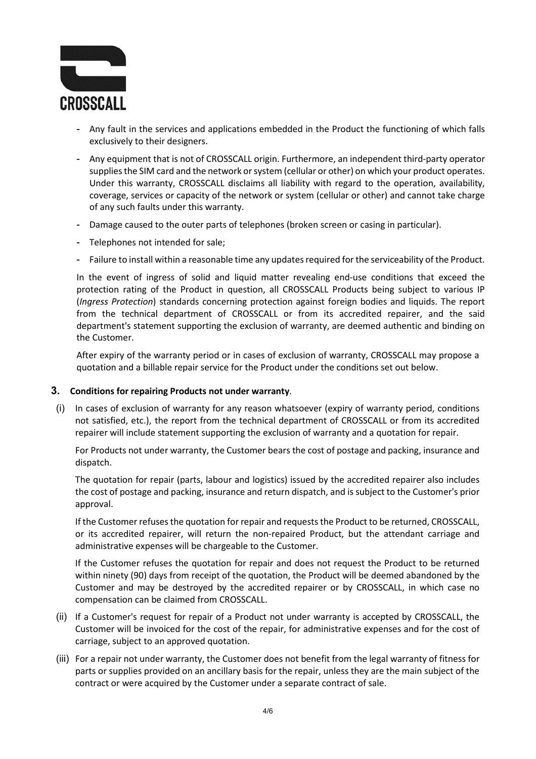- Any fault in the services and applications embedded in the Product the functioning of which falls exclusively to their designers.
- Any equipment that is not of CROSSCALL origin. Furthermore, an independent third-party operator supplies the SIM card and the network or system (cellular or other) on which your product operates. Under this warranty, CROSSCALL disclaims all liability with regard to the operation, availability, coverage, services or capacity of the network or system (cellular or other) and cannot take charge of any such faults under this warranty.
- Damage caused to the outer parts of telephones (broken screen or casing in particular).
- Telephones not intended for sale;
- Failure to install within a reasonable time any updates required for the serviceability of the Product.

In the event of ingress of solid and liquid matter revealing end-use conditions that exceed the protection rating of the Product in question, all CROSSCALL Products being subject to various IP (*Ingress Protection*) standards concerning protection against foreign bodies and liquids. The report from the technical department of CROSSCALL or from its accredited repairer, and the said department's statement supporting the exclusion of warranty, are deemed authentic and binding on the Customer.

After expiry of the warranty period or in cases of exclusion of warranty, CROSSCALL may propose a quotation and a billable repair service for the Product under the conditions set out below.

## 3. Conditions for repairing Products not under warranty.

(i) In cases of exclusion of warranty for any reason whatsoever (expiry of warranty period, conditions not satisfied, etc.), the report from the technical department of CROSSCALL or from its accredited repairer will include statement supporting the exclusion of warranty and a quotation for repair.

For Products not under warranty, the Customer bears the cost of postage and packing, insurance and dispatch.

The quotation for repair (parts, labour and logistics) issued by the accredited repairer also includes the cost of postage and packing, insurance and return dispatch, and is subject to the Customer's prior approval.

If the Customer refuses the quotation for repair and requests the Product to be returned, CROSSCALL, or its accredited repairer, will return the non-repaired Product, but the attendant carriage and administrative expenses will be chargeable to the Customer.

If the Customer refuses the quotation for repair and does not request the Product to be returned within ninety (90) days from receipt of the quotation, the Product will be deemed abandoned by the Customer and may be destroyed by the accredited repairer or by CROSSCALL, in which case no compensation can be claimed from CROSSCALL.

(ii) If a Customer's request for repair of a Product not under warranty is accepted by CROSSCALL, the Customer will be invoiced for the cost of the repair, for administrative expenses and for the cost of carriage, subject to an approved quotation.

(iii) For a repair not under warranty, the Customer does not benefit from the legal warranty of fitness for parts or supplies provided on an ancillary basis for the repair, unless they are the main subject of the contract or were acquired by the Customer under a separate contract of sale.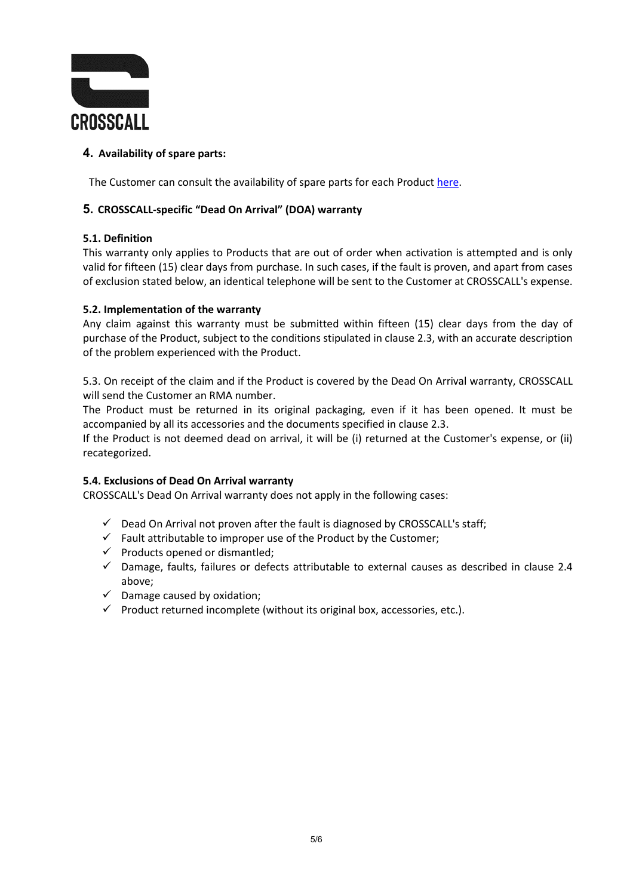## 4. Availability of spare parts:

The Customer can consult the availability of spare parts for each Product here.

## 5. CROSSCALL-specific "Dead On Arrival" (DOA) warranty

### 5.1. Definition

This warranty only applies to Products that are out of order when activation is attempted and is only valid for fifteen (15) clear days from purchase. In such cases, if the fault is proven, and apart from cases of exclusion stated below, an identical telephone will be sent to the Customer at CROSSCALL's expense.

### 5.2. Implementation of the warranty

Any claim against this warranty must be submitted within fifteen (15) clear days from the day of purchase of the Product, subject to the conditions stipulated in clause 2.3, with an accurate description of the problem experienced with the Product.

5.3. On receipt of the claim and if the Product is covered by the Dead On Arrival warranty, CROSSCALL will send the Customer an RMA number.
The Product must be returned in its original packaging, even if it has been opened. It must be accompanied by all its accessories and the documents specified in clause 2.3.
If the Product is not deemed dead on arrival, it will be (i) returned at the Customer's expense, or (ii) recategorized.

### 5.4. Exclusions of Dead On Arrival warranty

CROSSCALL's Dead On Arrival warranty does not apply in the following cases:

- ✓ Dead On Arrival not proven after the fault is diagnosed by CROSSCALL's staff;
- ✓ Fault attributable to improper use of the Product by the Customer;
- ✓ Products opened or dismantled;
- ✓ Damage, faults, failures or defects attributable to external causes as described in clause 2.4 above;
- ✓ Damage caused by oxidation;
- ✓ Product returned incomplete (without its original box, accessories, etc.).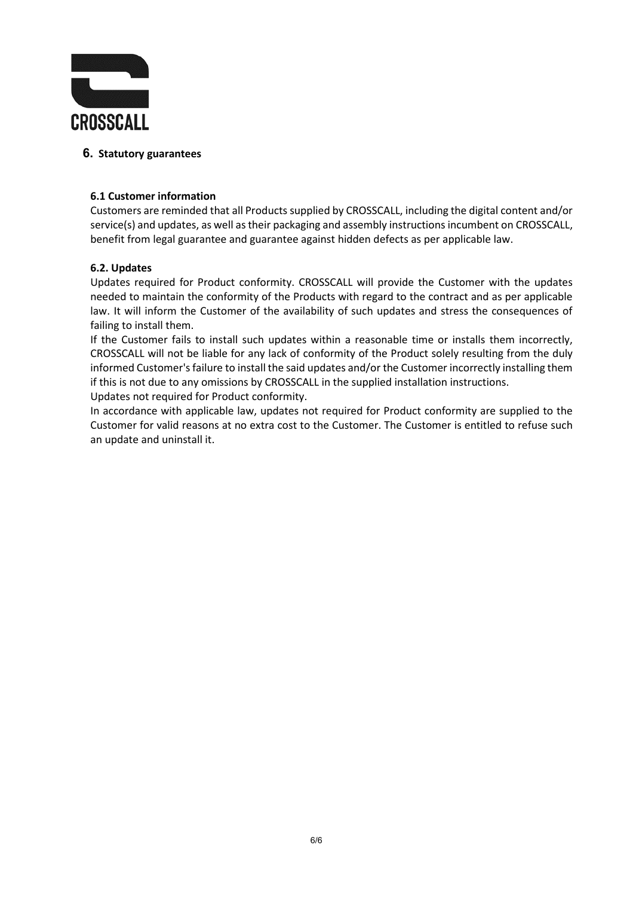## 6. Statutory guarantees

### 6.1 Customer information

Customers are reminded that all Products supplied by CROSSCALL, including the digital content and/or service(s) and updates, as well as their packaging and assembly instructions incumbent on CROSSCALL, benefit from legal guarantee and guarantee against hidden defects as per applicable law.

### 6.2. Updates

Updates required for Product conformity. CROSSCALL will provide the Customer with the updates needed to maintain the conformity of the Products with regard to the contract and as per applicable law. It will inform the Customer of the availability of such updates and stress the consequences of failing to install them.

If the Customer fails to install such updates within a reasonable time or installs them incorrectly, CROSSCALL will not be liable for any lack of conformity of the Product solely resulting from the duly informed Customer's failure to install the said updates and/or the Customer incorrectly installing them if this is not due to any omissions by CROSSCALL in the supplied installation instructions.

Updates not required for Product conformity.

In accordance with applicable law, updates not required for Product conformity are supplied to the Customer for valid reasons at no extra cost to the Customer. The Customer is entitled to refuse such an update and uninstall it.